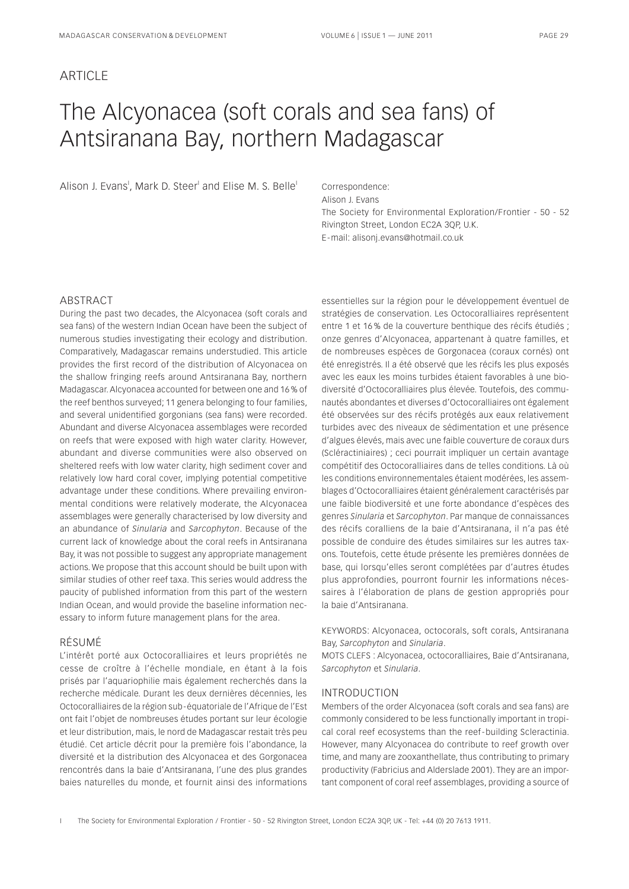ARTICLE

# The Alcyonacea (soft corals and sea fans) of Antsiranana Bay, northern Madagascar

Alison J. Evans[I], Mark D. Steer[I] and Elise M. S. Belle[I]

Correspondence:
Alison J. Evans
The Society for Environmental Exploration/Frontier - 50 - 52 Rivington Street, London EC2A 3QP, U.K.
E-mail: alisonj.evans@hotmail.co.uk

## ABSTRACT

During the past two decades, the Alcyonacea (soft corals and sea fans) of the western Indian Ocean have been the subject of numerous studies investigating their ecology and distribution. Comparatively, Madagascar remains understudied. This article provides the first record of the distribution of Alcyonacea on the shallow fringing reefs around Antsiranana Bay, northern Madagascar. Alcyonacea accounted for between one and 16 % of the reef benthos surveyed; 11 genera belonging to four families, and several unidentified gorgonians (sea fans) were recorded. Abundant and diverse Alcyonacea assemblages were recorded on reefs that were exposed with high water clarity. However, abundant and diverse communities were also observed on sheltered reefs with low water clarity, high sediment cover and relatively low hard coral cover, implying potential competitive advantage under these conditions. Where prevailing environmental conditions were relatively moderate, the Alcyonacea assemblages were generally characterised by low diversity and an abundance of *Sinularia* and *Sarcophyton*. Because of the current lack of knowledge about the coral reefs in Antsiranana Bay, it was not possible to suggest any appropriate management actions. We propose that this account should be built upon with similar studies of other reef taxa. This series would address the paucity of published information from this part of the western Indian Ocean, and would provide the baseline information necessary to inform future management plans for the area.

## RÉSUMÉ

L'intérêt porté aux Octocoralliaires et leurs propriétés ne cesse de croître à l'échelle mondiale, en étant à la fois prisés par l'aquariophilie mais également recherchés dans la recherche médicale. Durant les deux dernières décennies, les Octocoralliaires de la région sub-équatoriale de l'Afrique de l'Est ont fait l'objet de nombreuses études portant sur leur écologie et leur distribution, mais, le nord de Madagascar restait très peu étudié. Cet article décrit pour la première fois l'abondance, la diversité et la distribution des Alcyonacea et des Gorgonacea rencontrés dans la baie d'Antsiranana, l'une des plus grandes baies naturelles du monde, et fournit ainsi des informations essentielles sur la région pour le développement éventuel de stratégies de conservation. Les Octocoralliaires représentent entre 1 et 16 % de la couverture benthique des récifs étudiés ; onze genres d'Alcyonacea, appartenant à quatre familles, et de nombreuses espèces de Gorgonacea (coraux cornés) ont été enregistrés. Il a été observé que les récifs les plus exposés avec les eaux les moins turbides étaient favorables à une biodiversité d'Octocoralliaires plus élevée. Toutefois, des communautés abondantes et diverses d'Octocoralliaires ont également été observées sur des récifs protégés aux eaux relativement turbides avec des niveaux de sédimentation et une présence d'algues élevés, mais avec une faible couverture de coraux durs (Scléractiniaires) ; ceci pourrait impliquer un certain avantage compétitif des Octocoralliaires dans de telles conditions. Là où les conditions environnementales étaient modérées, les assemblages d'Octocoralliaires étaient généralement caractérisés par une faible biodiversité et une forte abondance d'espèces des genres *Sinularia* et *Sarcophyton*. Par manque de connaissances des récifs coralliens de la baie d'Antsiranana, il n'a pas été possible de conduire des études similaires sur les autres taxons. Toutefois, cette étude présente les premières données de base, qui lorsqu'elles seront complétées par d'autres études plus approfondies, pourront fournir les informations nécessaires à l'élaboration de plans de gestion appropriés pour la baie d'Antsiranana.

KEYWORDS: Alcyonacea, octocorals, soft corals, Antsiranana Bay, *Sarcophyton* and *Sinularia*.

MOTS CLEFS : Alcyonacea, octocoralliaires, Baie d'Antsiranana, *Sarcophyton* et *Sinularia*.

## INTRODUCTION

Members of the order Alcyonacea (soft corals and sea fans) are commonly considered to be less functionally important in tropical coral reef ecosystems than the reef-building Scleractinia. However, many Alcyonacea do contribute to reef growth over time, and many are zooxanthellate, thus contributing to primary productivity (Fabricius and Alderslade 2001). They are an important component of coral reef assemblages, providing a source of

I The Society for Environmental Exploration / Frontier - 50 - 52 Rivington Street, London EC2A 3QP, UK - Tel: +44 (0) 20 7613 1911.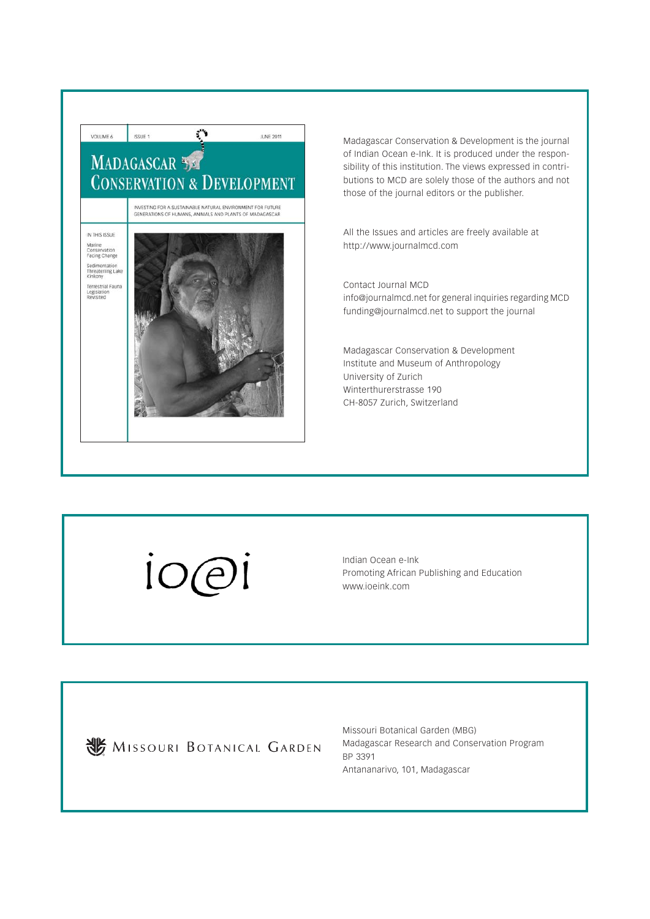Madagascar Conservation & Development is the journal of Indian Ocean e-Ink. It is produced under the responsibility of this institution. The views expressed in contributions to MCD are solely those of the authors and not those of the journal editors or the publisher.

All the Issues and articles are freely available at http://www.journalmcd.com

Contact Journal MCD
info@journalmcd.net for general inquiries regarding MCD
funding@journalmcd.net to support the journal

Madagascar Conservation & Development
Institute and Museum of Anthropology
University of Zurich
Winterthurerstrasse 190
CH-8057 Zurich, Switzerland

Indian Ocean e-Ink
Promoting African Publishing and Education
www.ioeink.com

Missouri Botanical Garden (MBG)
Madagascar Research and Conservation Program
BP 3391
Antananarivo, 101, Madagascar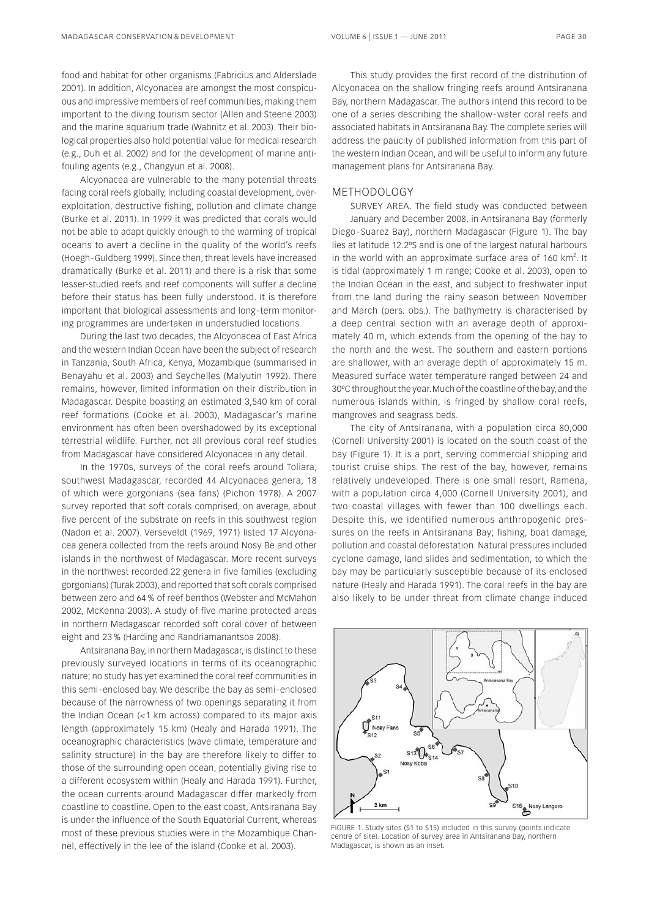food and habitat for other organisms (Fabricius and Alderslade 2001). In addition, Alcyonacea are amongst the most conspicuous and impressive members of reef communities, making them important to the diving tourism sector (Allen and Steene 2003) and the marine aquarium trade (Wabnitz et al. 2003). Their biological properties also hold potential value for medical research (e.g., Duh et al. 2002) and for the development of marine antifouling agents (e.g., Changyun et al. 2008).

Alcyonacea are vulnerable to the many potential threats facing coral reefs globally, including coastal development, overexploitation, destructive fishing, pollution and climate change (Burke et al. 2011). In 1999 it was predicted that corals would not be able to adapt quickly enough to the warming of tropical oceans to avert a decline in the quality of the world's reefs (Hoegh-Guldberg 1999). Since then, threat levels have increased dramatically (Burke et al. 2011) and there is a risk that some lesser-studied reefs and reef components will suffer a decline before their status has been fully understood. It is therefore important that biological assessments and long-term monitoring programmes are undertaken in understudied locations.

During the last two decades, the Alcyonacea of East Africa and the western Indian Ocean have been the subject of research in Tanzania, South Africa, Kenya, Mozambique (summarised in Benayahu et al. 2003) and Seychelles (Malyutin 1992). There remains, however, limited information on their distribution in Madagascar. Despite boasting an estimated 3,540 km of coral reef formations (Cooke et al. 2003), Madagascar's marine environment has often been overshadowed by its exceptional terrestrial wildlife. Further, not all previous coral reef studies from Madagascar have considered Alcyonacea in any detail.

In the 1970s, surveys of the coral reefs around Toliara, southwest Madagascar, recorded 44 Alcyonacea genera, 18 of which were gorgonians (sea fans) (Pichon 1978). A 2007 survey reported that soft corals comprised, on average, about five percent of the substrate on reefs in this southwest region (Nadon et al. 2007). Verseveldt (1969, 1971) listed 17 Alcyonacea genera collected from the reefs around Nosy Be and other islands in the northwest of Madagascar. More recent surveys in the northwest recorded 22 genera in five families (excluding gorgonians) (Turak 2003), and reported that soft corals comprised between zero and 64 % of reef benthos (Webster and McMahon 2002, McKenna 2003). A study of five marine protected areas in northern Madagascar recorded soft coral cover of between eight and 23 % (Harding and Randriamanantsoa 2008).

Antsiranana Bay, in northern Madagascar, is distinct to these previously surveyed locations in terms of its oceanographic nature; no study has yet examined the coral reef communities in this semi-enclosed bay. We describe the bay as semi-enclosed because of the narrowness of two openings separating it from the Indian Ocean (<1 km across) compared to its major axis length (approximately 15 km) (Healy and Harada 1991). The oceanographic characteristics (wave climate, temperature and salinity structure) in the bay are therefore likely to differ to those of the surrounding open ocean, potentially giving rise to a different ecosystem within (Healy and Harada 1991). Further, the ocean currents around Madagascar differ markedly from coastline to coastline. Open to the east coast, Antsiranana Bay is under the influence of the South Equatorial Current, whereas most of these previous studies were in the Mozambique Channel, effectively in the lee of the island (Cooke et al. 2003).

This study provides the first record of the distribution of Alcyonacea on the shallow fringing reefs around Antsiranana Bay, northern Madagascar. The authors intend this record to be one of a series describing the shallow-water coral reefs and associated habitats in Antsiranana Bay. The complete series will address the paucity of published information from this part of the western Indian Ocean, and will be useful to inform any future management plans for Antsiranana Bay.

## METHODOLOGY

SURVEY AREA. The field study was conducted between January and December 2008, in Antsiranana Bay (formerly Diego-Suarez Bay), northern Madagascar (Figure 1). The bay lies at latitude 12.2ºS and is one of the largest natural harbours in the world with an approximate surface area of 160 km$^2$. It is tidal (approximately 1 m range; Cooke et al. 2003), open to the Indian Ocean in the east, and subject to freshwater input from the land during the rainy season between November and March (pers. obs.). The bathymetry is characterised by a deep central section with an average depth of approximately 40 m, which extends from the opening of the bay to the north and the west. The southern and eastern portions are shallower, with an average depth of approximately 15 m. Measured surface water temperature ranged between 24 and 30ºC throughout the year. Much of the coastline of the bay, and the numerous islands within, is fringed by shallow coral reefs, mangroves and seagrass beds.

The city of Antsiranana, with a population circa 80,000 (Cornell University 2001) is located on the south coast of the bay (Figure 1). It is a port, serving commercial shipping and tourist cruise ships. The rest of the bay, however, remains relatively undeveloped. There is one small resort, Ramena, with a population circa 4,000 (Cornell University 2001), and two coastal villages with fewer than 100 dwellings each. Despite this, we identified numerous anthropogenic pressures on the reefs in Antsiranana Bay; fishing, boat damage, pollution and coastal deforestation. Natural pressures included cyclone damage, land slides and sedimentation, to which the bay may be particularly susceptible because of its enclosed nature (Healy and Harada 1991). The coral reefs in the bay are also likely to be under threat from climate change induced

FIGURE 1. Study sites (S1 to S15) included in this survey (points indicate centre of site). Location of survey area in Antsiranana Bay, northern Madagascar, is shown as an inset.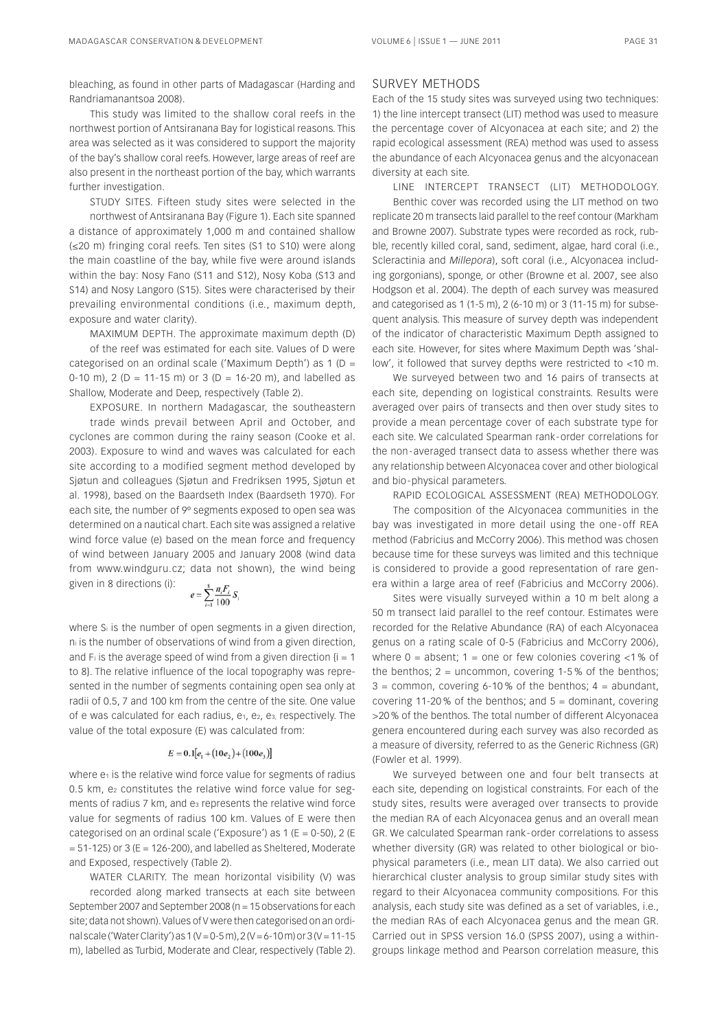bleaching, as found in other parts of Madagascar (Harding and Randriamanantsoa 2008).

This study was limited to the shallow coral reefs in the northwest portion of Antsiranana Bay for logistical reasons. This area was selected as it was considered to support the majority of the bay's shallow coral reefs. However, large areas of reef are also present in the northeast portion of the bay, which warrants further investigation.

STUDY SITES. Fifteen study sites were selected in the northwest of Antsiranana Bay (Figure 1). Each site spanned a distance of approximately 1,000 m and contained shallow (≤20 m) fringing coral reefs. Ten sites (S1 to S10) were along the main coastline of the bay, while five were around islands within the bay: Nosy Fano (S11 and S12), Nosy Koba (S13 and S14) and Nosy Langoro (S15). Sites were characterised by their prevailing environmental conditions (i.e., maximum depth, exposure and water clarity).

MAXIMUM DEPTH. The approximate maximum depth (D) of the reef was estimated for each site. Values of D were categorised on an ordinal scale ('Maximum Depth') as 1 (D = 0-10 m), 2 (D = 11-15 m) or 3 (D = 16-20 m), and labelled as Shallow, Moderate and Deep, respectively (Table 2).

EXPOSURE. In northern Madagascar, the southeastern trade winds prevail between April and October, and cyclones are common during the rainy season (Cooke et al. 2003). Exposure to wind and waves was calculated for each site according to a modified segment method developed by Sjøtun and colleagues (Sjøtun and Fredriksen 1995, Sjøtun et al. 1998), based on the Baardseth Index (Baardseth 1970). For each site, the number of 9º segments exposed to open sea was determined on a nautical chart. Each site was assigned a relative wind force value (e) based on the mean force and frequency of wind between January 2005 and January 2008 (wind data from www.windguru.cz; data not shown), the wind being given in 8 directions (i):

$$e = \sum_{i=1}^{8} \frac{n_i F_i}{100} S_i$$

where $S_i$ is the number of open segments in a given direction, $n_i$ is the number of observations of wind from a given direction, and $F_i$ is the average speed of wind from a given direction {i = 1 to 8}. The relative influence of the local topography was represented in the number of segments containing open sea only at radii of 0.5, 7 and 100 km from the centre of the site. One value of e was calculated for each radius, $e_1$, $e_2$, $e_3$, respectively. The value of the total exposure (E) was calculated from:

$$E = 0.1[e_1 + (10e_2) + (100e_3)]$$

where $e_1$ is the relative wind force value for segments of radius 0.5 km, $e_2$ constitutes the relative wind force value for segments of radius 7 km, and $e_3$ represents the relative wind force value for segments of radius 100 km. Values of E were then categorised on an ordinal scale ('Exposure') as 1 (E = 0-50), 2 (E = 51-125) or 3 (E = 126-200), and labelled as Sheltered, Moderate and Exposed, respectively (Table 2).

WATER CLARITY. The mean horizontal visibility (V) was recorded along marked transects at each site between September 2007 and September 2008 (n = 15 observations for each site; data not shown). Values of V were then categorised on an ordinal scale ('Water Clarity') as 1 (V = 0-5 m), 2 (V = 6-10 m) or 3 (V = 11-15 m), labelled as Turbid, Moderate and Clear, respectively (Table 2).

## SURVEY METHODS

Each of the 15 study sites was surveyed using two techniques: 1) the line intercept transect (LIT) method was used to measure the percentage cover of Alcyonacea at each site; and 2) the rapid ecological assessment (REA) method was used to assess the abundance of each Alcyonacea genus and the alcyonacean diversity at each site.

LINE INTERCEPT TRANSECT (LIT) METHODOLOGY. Benthic cover was recorded using the LIT method on two replicate 20 m transects laid parallel to the reef contour (Markham and Browne 2007). Substrate types were recorded as rock, rubble, recently killed coral, sand, sediment, algae, hard coral (i.e., Scleractinia and *Millepora*), soft coral (i.e., Alcyonacea including gorgonians), sponge, or other (Browne et al. 2007, see also Hodgson et al. 2004). The depth of each survey was measured and categorised as 1 (1-5 m), 2 (6-10 m) or 3 (11-15 m) for subsequent analysis. This measure of survey depth was independent of the indicator of characteristic Maximum Depth assigned to each site. However, for sites where Maximum Depth was 'shallow', it followed that survey depths were restricted to <10 m.

We surveyed between two and 16 pairs of transects at each site, depending on logistical constraints. Results were averaged over pairs of transects and then over study sites to provide a mean percentage cover of each substrate type for each site. We calculated Spearman rank-order correlations for the non-averaged transect data to assess whether there was any relationship between Alcyonacea cover and other biological and bio-physical parameters.

RAPID ECOLOGICAL ASSESSMENT (REA) METHODOLOGY. The composition of the Alcyonacea communities in the bay was investigated in more detail using the one-off REA method (Fabricius and McCorry 2006). This method was chosen because time for these surveys was limited and this technique is considered to provide a good representation of rare genera within a large area of reef (Fabricius and McCorry 2006).

Sites were visually surveyed within a 10 m belt along a 50 m transect laid parallel to the reef contour. Estimates were recorded for the Relative Abundance (RA) of each Alcyonacea genus on a rating scale of 0-5 (Fabricius and McCorry 2006), where 0 = absent; 1 = one or few colonies covering <1 % of the benthos; 2 = uncommon, covering 1-5 % of the benthos; 3 = common, covering 6-10 % of the benthos; 4 = abundant, covering 11-20 % of the benthos; and 5 = dominant, covering >20 % of the benthos. The total number of different Alcyonacea genera encountered during each survey was also recorded as a measure of diversity, referred to as the Generic Richness (GR) (Fowler et al. 1999).

We surveyed between one and four belt transects at each site, depending on logistical constraints. For each of the study sites, results were averaged over transects to provide the median RA of each Alcyonacea genus and an overall mean GR. We calculated Spearman rank-order correlations to assess whether diversity (GR) was related to other biological or bio-physical parameters (i.e., mean LIT data). We also carried out hierarchical cluster analysis to group similar study sites with regard to their Alcyonacea community compositions. For this analysis, each study site was defined as a set of variables, i.e., the median RAs of each Alcyonacea genus and the mean GR. Carried out in SPSS version 16.0 (SPSS 2007), using a within-groups linkage method and Pearson correlation measure, this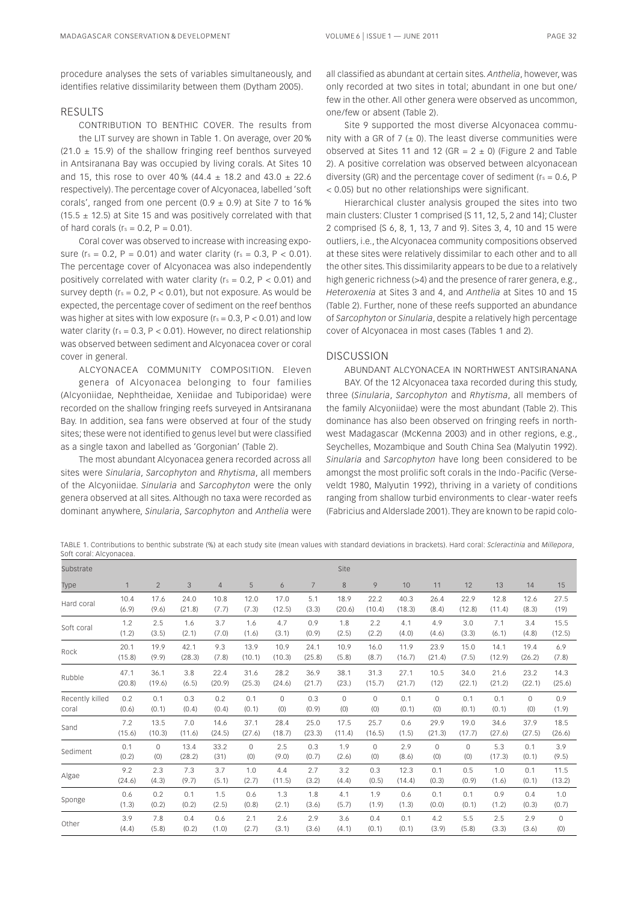procedure analyses the sets of variables simultaneously, and identifies relative dissimilarity between them (Dytham 2005).

## RESULTS

CONTRIBUTION TO BENTHIC COVER. The results from the LIT survey are shown in Table 1. On average, over 20% ($21.0 \pm 15.9$) of the shallow fringing reef benthos surveyed in Antsiranana Bay was occupied by living corals. At Sites 10 and 15, this rose to over 40% ($44.4 \pm 18.2$ and $43.0 \pm 22.6$ respectively). The percentage cover of Alcyonacea, labelled 'soft corals', ranged from one percent ($0.9 \pm 0.9$) at Site 7 to 16% ($15.5 \pm 12.5$) at Site 15 and was positively correlated with that of hard corals ($r_s = 0.2$, $P = 0.01$).

Coral cover was observed to increase with increasing exposure ($r_s = 0.2$, $P = 0.01$) and water clarity ($r_s = 0.3$, $P < 0.01$). The percentage cover of Alcyonacea was also independently positively correlated with water clarity ($r_s = 0.2$, $P < 0.01$) and survey depth ($r_s = 0.2$, $P < 0.01$), but not exposure. As would be expected, the percentage cover of sediment on the reef benthos was higher at sites with low exposure ($r_s = 0.3$, $P < 0.01$) and low water clarity ($r_s = 0.3$, $P < 0.01$). However, no direct relationship was observed between sediment and Alcyonacea cover or coral cover in general.

ALCYONACEA COMMUNITY COMPOSITION. Eleven genera of Alcyonacea belonging to four families (Alcyoniidae, Nephtheidae, Xeniidae and Tubiporidae) were recorded on the shallow fringing reefs surveyed in Antsiranana Bay. In addition, sea fans were observed at four of the study sites; these were not identified to genus level but were classified as a single taxon and labelled as 'Gorgonian' (Table 2).

The most abundant Alcyonacea genera recorded across all sites were *Sinularia*, *Sarcophyton* and *Rhytisma*, all members of the Alcyoniidae. *Sinularia* and *Sarcophyton* were the only genera observed at all sites. Although no taxa were recorded as dominant anywhere, *Sinularia*, *Sarcophyton* and *Anthelia* were all classified as abundant at certain sites. *Anthelia*, however, was only recorded at two sites in total; abundant in one but one/few in the other. All other genera were observed as uncommon, one/few or absent (Table 2).

Site 9 supported the most diverse Alcyonacea community with a GR of 7 ($\pm$ 0). The least diverse communities were observed at Sites 11 and 12 (GR = $2 \pm 0$) (Figure 2 and Table 2). A positive correlation was observed between alcyonacean diversity (GR) and the percentage cover of sediment ($r_s = 0.6$, $P < 0.05$) but no other relationships were significant.

Hierarchical cluster analysis grouped the sites into two main clusters: Cluster 1 comprised {S 11, 12, 5, 2 and 14}; Cluster 2 comprised {S 6, 8, 1, 13, 7 and 9}. Sites 3, 4, 10 and 15 were outliers, i.e., the Alcyonacea community compositions observed at these sites were relatively dissimilar to each other and to all the other sites. This dissimilarity appears to be due to a relatively high generic richness (>4) and the presence of rarer genera, e.g., *Heteroxenia* at Sites 3 and 4, and *Anthelia* at Sites 10 and 15 (Table 2). Further, none of these reefs supported an abundance of *Sarcophyton* or *Sinularia*, despite a relatively high percentage cover of Alcyonacea in most cases (Tables 1 and 2).

## DISCUSSION

ABUNDANT ALCYONACEA IN NORTHWEST ANTSIRANANA BAY. Of the 12 Alcyonacea taxa recorded during this study, three (*Sinularia*, *Sarcophyton* and *Rhytisma*, all members of the family Alcyoniidae) were the most abundant (Table 2). This dominance has also been observed on fringing reefs in northwest Madagascar (McKenna 2003) and in other regions, e.g., Seychelles, Mozambique and South China Sea (Malyutin 1992). *Sinularia* and *Sarcophyton* have long been considered to be amongst the most prolific soft corals in the Indo-Pacific (Verseveldt 1980, Malyutin 1992), thriving in a variety of conditions ranging from shallow turbid environments to clear-water reefs (Fabricius and Alderslade 2001). They are known to be rapid colo-

TABLE 1. Contributions to benthic substrate (%) at each study site (mean values with standard deviations in brackets). Hard coral: *Scleractinia* and *Millepora*, Soft coral: Alcyonacea.

| Substrate Type | Site 1 | 2 | 3 | 4 | 5 | 6 | 7 | 8 | 9 | 10 | 11 | 12 | 13 | 14 | 15 |
|---|---|---|---|---|---|---|---|---|---|---|---|---|---|---|---|
| Hard coral | 10.4 (6.9) | 17.6 (9.6) | 24.0 (21.8) | 10.8 (7.7) | 12.0 (7.3) | 17.0 (12.5) | 5.1 (3.3) | 18.9 (20.6) | 22.2 (10.4) | 40.3 (18.3) | 26.4 (8.4) | 22.9 (12.8) | 12.8 (11.4) | 12.6 (8.3) | 27.5 (19) |
| Soft coral | 1.2 (1.2) | 2.5 (3.5) | 1.6 (2.1) | 3.7 (7.0) | 1.6 (1.6) | 4.7 (3.1) | 0.9 (0.9) | 1.8 (2.5) | 2.2 (2.2) | 4.1 (4.0) | 4.9 (4.6) | 3.0 (3.3) | 7.1 (6.1) | 3.4 (4.8) | 15.5 (12.5) |
| Rock | 20.1 (15.8) | 19.9 (9.9) | 42.1 (28.3) | 9.3 (7.8) | 13.9 (10.1) | 10.9 (10.3) | 24.1 (25.8) | 10.9 (5.8) | 16.0 (8.7) | 11.9 (16.7) | 23.9 (21.4) | 15.0 (7.5) | 14.1 (12.9) | 19.4 (26.2) | 6.9 (7.8) |
| Rubble | 47.1 (20.8) | 36.1 (19.6) | 3.8 (6.5) | 22.4 (20.9) | 31.6 (25.3) | 28.2 (24.6) | 36.9 (21.7) | 38.1 (23.) | 31.3 (15.7) | 27.1 (21.7) | 10.5 (12) | 34.0 (22.1) | 21.6 (21.2) | 23.2 (22.1) | 14.3 (25.6) |
| Recently killed coral | 0.2 (0.6) | 0.1 (0.1) | 0.3 (0.4) | 0.2 (0.4) | 0.1 (0.1) | 0 (0) | 0.3 (0.9) | 0 (0) | 0 (0) | 0.1 (0.1) | 0 (0) | 0.1 (0.1) | 0.1 (0.1) | 0 (0) | 0.9 (1.9) |
| Sand | 7.2 (15.6) | 13.5 (10.3) | 7.0 (11.6) | 14.6 (24.5) | 37.1 (27.6) | 28.4 (18.7) | 25.0 (23.3) | 17.5 (11.4) | 25.7 (16.5) | 0.6 (1.5) | 29.9 (21.3) | 19.0 (17.7) | 34.6 (27.6) | 37.9 (27.5) | 18.5 (26.6) |
| Sediment | 0.1 (0.2) | 0 (0) | 13.4 (28.2) | 33.2 (31) | 0 (0) | 2.5 (9.0) | 0.3 (0.7) | 1.9 (2.6) | 0 (0) | 2.9 (8.6) | 0 (0) | 0 (0) | 5.3 (17.3) | 0.1 (0.1) | 3.9 (9.5) |
| Algae | 9.2 (24.6) | 2.3 (4.3) | 7.3 (9.7) | 3.7 (5.1) | 1.0 (2.7) | 4.4 (11.5) | 2.7 (3.2) | 3.2 (4.4) | 0.3 (0.5) | 12.3 (14.4) | 0.1 (0.3) | 0.5 (0.9) | 1.0 (1.6) | 0.1 (0.1) | 11.5 (13.2) |
| Sponge | 0.6 (1.3) | 0.2 (0.2) | 0.1 (0.2) | 1.5 (2.5) | 0.6 (0.8) | 1.3 (2.1) | 1.8 (3.6) | 4.1 (5.7) | 1.9 (1.9) | 0.6 (1.3) | 0.1 (0.0) | 0.1 (0.1) | 0.9 (1.2) | 0.4 (0.3) | 1.0 (0.7) |
| Other | 3.9 (4.4) | 7.8 (5.8) | 0.4 (0.2) | 0.6 (1.0) | 2.1 (2.7) | 2.6 (3.1) | 2.9 (3.6) | 3.6 (4.1) | 0.4 (0.1) | 0.1 (0.1) | 4.2 (3.9) | 5.5 (5.8) | 2.5 (3.3) | 2.9 (3.6) | 0 (0) |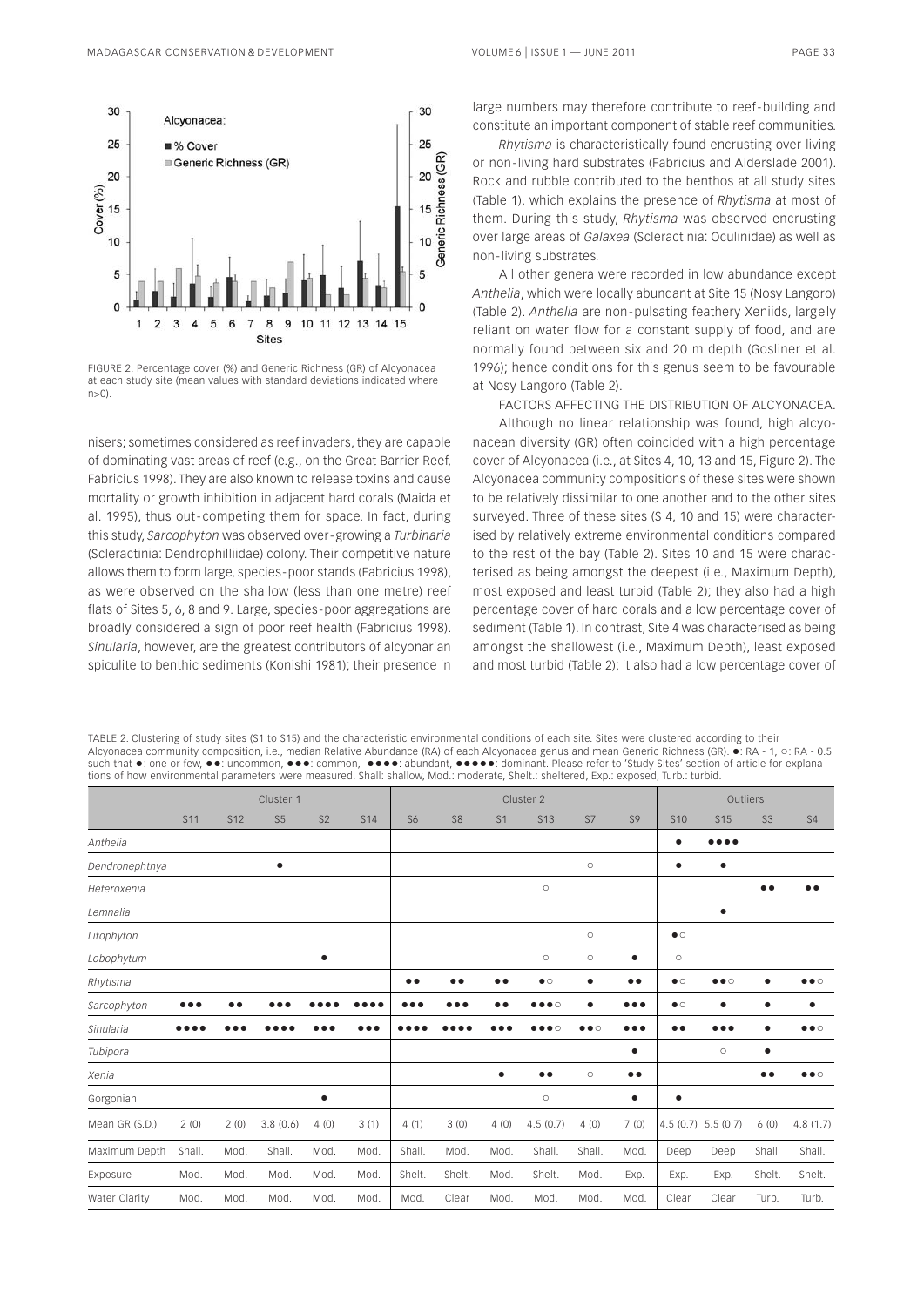FIGURE 2. Percentage cover (%) and Generic Richness (GR) of Alcyonacea at each study site (mean values with standard deviations indicated where n>0).

nisers; sometimes considered as reef invaders, they are capable of dominating vast areas of reef (e.g., on the Great Barrier Reef, Fabricius 1998). They are also known to release toxins and cause mortality or growth inhibition in adjacent hard corals (Maida et al. 1995), thus out-competing them for space. In fact, during this study, *Sarcophyton* was observed over-growing a *Turbinaria* (Scleractinia: Dendrophilliidae) colony. Their competitive nature allows them to form large, species-poor stands (Fabricius 1998), as were observed on the shallow (less than one metre) reef flats of Sites 5, 6, 8 and 9. Large, species-poor aggregations are broadly considered a sign of poor reef health (Fabricius 1998). *Sinularia*, however, are the greatest contributors of alcyonarian spiculite to benthic sediments (Konishi 1981); their presence in large numbers may therefore contribute to reef-building and constitute an important component of stable reef communities.

*Rhytisma* is characteristically found encrusting over living or non-living hard substrates (Fabricius and Alderslade 2001). Rock and rubble contributed to the benthos at all study sites (Table 1), which explains the presence of *Rhytisma* at most of them. During this study, *Rhytisma* was observed encrusting over large areas of *Galaxea* (Scleractinia: Oculinidae) as well as non-living substrates.

All other genera were recorded in low abundance except *Anthelia*, which were locally abundant at Site 15 (Nosy Langoro) (Table 2). *Anthelia* are non-pulsating feathery Xeniids, largely reliant on water flow for a constant supply of food, and are normally found between six and 20 m depth (Gosliner et al. 1996); hence conditions for this genus seem to be favourable at Nosy Langoro (Table 2).

FACTORS AFFECTING THE DISTRIBUTION OF ALCYONACEA.

Although no linear relationship was found, high alcyonacean diversity (GR) often coincided with a high percentage cover of Alcyonacea (i.e., at Sites 4, 10, 13 and 15, Figure 2). The Alcyonacea community compositions of these sites were shown to be relatively dissimilar to one another and to the other sites surveyed. Three of these sites (S 4, 10 and 15) were characterised by relatively extreme environmental conditions compared to the rest of the bay (Table 2). Sites 10 and 15 were characterised as being amongst the deepest (i.e., Maximum Depth), most exposed and least turbid (Table 2); they also had a high percentage cover of hard corals and a low percentage cover of sediment (Table 1). In contrast, Site 4 was characterised as being amongst the shallowest (i.e., Maximum Depth), least exposed and most turbid (Table 2); it also had a low percentage cover of

TABLE 2. Clustering of study sites (S1 to S15) and the characteristic environmental conditions of each site. Sites were clustered according to their Alcyonacea community composition, i.e., median Relative Abundance (RA) of each Alcyonacea genus and mean Generic Richness (GR). ●: RA - 1, ○: RA - 0.5 such that ●: one or few, ●●: uncommon, ●●●: common, ●●●●: abundant, ●●●●●: dominant. Please refer to 'Study Sites' section of article for explanations of how environmental parameters were measured. Shall: shallow, Mod.: moderate, Shelt.: sheltered, Exp.: exposed, Turb.: turbid.

| | Cluster 1 | | | | | Cluster 2 | | | | | | Outliers | | | |
|---|---|---|---|---|---|---|---|---|---|---|---|---|---|---|---|
| | S11 | S12 | S5 | S2 | S14 | S6 | S8 | S1 | S13 | S7 | S9 | S10 | S15 | S3 | S4 |
| *Anthelia* | | | | | | | | | | | | ● | ●●●● | | |
| *Dendronephthya* | | | ● | | | | | | | ○ | | ● | ● | | |
| *Heteroxenia* | | | | | | | | | ○ | | | | | ●● | ●● |
| *Lemnalia* | | | | | | | | | | | | | ● | | |
| *Litophyton* | | | | | | | | | | ○ | | ●○ | | | |
| *Lobophytum* | | | | ● | | | | | ○ | ○ | ● | ○ | | | |
| *Rhytisma* | | | | | | ●● | ●● | ●● | ●○ | ● | ●● | ●○ | ●●○ | ● | ●●○ |
| *Sarcophyton* | ●●● | ●● | ●●● | ●●●● | ●●●● | ●●● | ●●● | ●● | ●●●○ | ● | ●●● | ●○ | ● | ● | ● |
| *Sinularia* | ●●●● | ●●● | ●●●● | ●●● | ●●● | ●●●● | ●●●● | ●●● | ●●●○ | ●●○ | ●●● | ●● | ●●● | ● | ●●○ |
| *Tubipora* | | | | | | | | | | | ● | | ○ | ● | |
| *Xenia* | | | | | | | | ● | ●● | ○ | ●● | | | ●● | ●●○ |
| Gorgonian | | | | ● | | | | | ○ | | ● | ● | | | |
| Mean GR (S.D.) | 2 (0) | 2 (0) | 3.8 (0.6) | 4 (0) | 3 (1) | 4 (1) | 3 (0) | 4 (0) | 4.5 (0.7) | 4 (0) | 7 (0) | 4.5 (0.7) | 5.5 (0.7) | 6 (0) | 4.8 (1.7) |
| Maximum Depth | Shall. | Mod. | Shall. | Mod. | Mod. | Shall. | Mod. | Mod. | Shall. | Shall. | Mod. | Deep | Deep | Shall. | Shall. |
| Exposure | Mod. | Mod. | Mod. | Mod. | Mod. | Shelt. | Shelt. | Mod. | Shelt. | Mod. | Exp. | Exp. | Exp. | Shelt. | Shelt. |
| Water Clarity | Mod. | Mod. | Mod. | Mod. | Mod. | Mod. | Clear | Mod. | Mod. | Mod. | Mod. | Clear | Clear | Turb. | Turb. |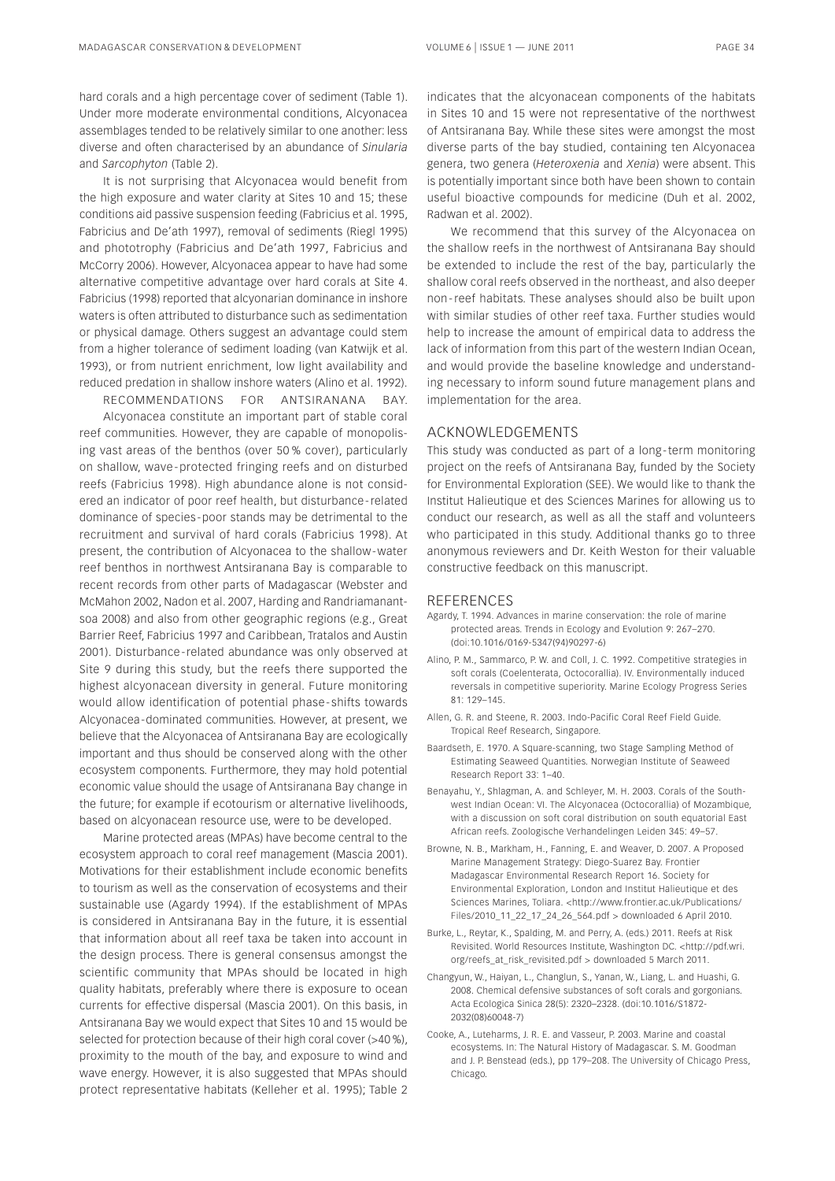hard corals and a high percentage cover of sediment (Table 1). Under more moderate environmental conditions, Alcyonacea assemblages tended to be relatively similar to one another: less diverse and often characterised by an abundance of *Sinularia* and *Sarcophyton* (Table 2).

It is not surprising that Alcyonacea would benefit from the high exposure and water clarity at Sites 10 and 15; these conditions aid passive suspension feeding (Fabricius et al. 1995, Fabricius and De'ath 1997), removal of sediments (Riegl 1995) and phototrophy (Fabricius and De'ath 1997, Fabricius and McCorry 2006). However, Alcyonacea appear to have had some alternative competitive advantage over hard corals at Site 4. Fabricius (1998) reported that alcyonarian dominance in inshore waters is often attributed to disturbance such as sedimentation or physical damage. Others suggest an advantage could stem from a higher tolerance of sediment loading (van Katwijk et al. 1993), or from nutrient enrichment, low light availability and reduced predation in shallow inshore waters (Alino et al. 1992).

RECOMMENDATIONS FOR ANTSIRANANA BAY. Alcyonacea constitute an important part of stable coral reef communities. However, they are capable of monopolising vast areas of the benthos (over 50 % cover), particularly on shallow, wave-protected fringing reefs and on disturbed reefs (Fabricius 1998). High abundance alone is not considered an indicator of poor reef health, but disturbance-related dominance of species-poor stands may be detrimental to the recruitment and survival of hard corals (Fabricius 1998). At present, the contribution of Alcyonacea to the shallow-water reef benthos in northwest Antsiranana Bay is comparable to recent records from other parts of Madagascar (Webster and McMahon 2002, Nadon et al. 2007, Harding and Randriamanantsoa 2008) and also from other geographic regions (e.g., Great Barrier Reef, Fabricius 1997 and Caribbean, Tratalos and Austin 2001). Disturbance-related abundance was only observed at Site 9 during this study, but the reefs there supported the highest alcyonacean diversity in general. Future monitoring would allow identification of potential phase-shifts towards Alcyonacea-dominated communities. However, at present, we believe that the Alcyonacea of Antsiranana Bay are ecologically important and thus should be conserved along with the other ecosystem components. Furthermore, they may hold potential economic value should the usage of Antsiranana Bay change in the future; for example if ecotourism or alternative livelihoods, based on alcyonacean resource use, were to be developed.

Marine protected areas (MPAs) have become central to the ecosystem approach to coral reef management (Mascia 2001). Motivations for their establishment include economic benefits to tourism as well as the conservation of ecosystems and their sustainable use (Agardy 1994). If the establishment of MPAs is considered in Antsiranana Bay in the future, it is essential that information about all reef taxa be taken into account in the design process. There is general consensus amongst the scientific community that MPAs should be located in high quality habitats, preferably where there is exposure to ocean currents for effective dispersal (Mascia 2001). On this basis, in Antsiranana Bay we would expect that Sites 10 and 15 would be selected for protection because of their high coral cover (>40 %), proximity to the mouth of the bay, and exposure to wind and wave energy. However, it is also suggested that MPAs should protect representative habitats (Kelleher et al. 1995); Table 2 indicates that the alcyonacean components of the habitats in Sites 10 and 15 were not representative of the northwest of Antsiranana Bay. While these sites were amongst the most diverse parts of the bay studied, containing ten Alcyonacea genera, two genera (*Heteroxenia* and *Xenia*) were absent. This is potentially important since both have been shown to contain useful bioactive compounds for medicine (Duh et al. 2002, Radwan et al. 2002).

We recommend that this survey of the Alcyonacea on the shallow reefs in the northwest of Antsiranana Bay should be extended to include the rest of the bay, particularly the shallow coral reefs observed in the northeast, and also deeper non-reef habitats. These analyses should also be built upon with similar studies of other reef taxa. Further studies would help to increase the amount of empirical data to address the lack of information from this part of the western Indian Ocean, and would provide the baseline knowledge and understanding necessary to inform sound future management plans and implementation for the area.

## ACKNOWLEDGEMENTS

This study was conducted as part of a long-term monitoring project on the reefs of Antsiranana Bay, funded by the Society for Environmental Exploration (SEE). We would like to thank the Institut Halieutique et des Sciences Marines for allowing us to conduct our research, as well as all the staff and volunteers who participated in this study. Additional thanks go to three anonymous reviewers and Dr. Keith Weston for their valuable constructive feedback on this manuscript.

## REFERENCES

Agardy, T. 1994. Advances in marine conservation: the role of marine protected areas. Trends in Ecology and Evolution 9: 267–270. (doi:10.1016/0169-5347(94)90297-6)

Alino, P. M., Sammarco, P. W. and Coll, J. C. 1992. Competitive strategies in soft corals (Coelenterata, Octocorallia). IV. Environmentally induced reversals in competitive superiority. Marine Ecology Progress Series 81: 129–145.

Allen, G. R. and Steene, R. 2003. Indo-Pacific Coral Reef Field Guide. Tropical Reef Research, Singapore.

Baardseth, E. 1970. A Square-scanning, two Stage Sampling Method of Estimating Seaweed Quantities. Norwegian Institute of Seaweed Research Report 33: 1–40.

Benayahu, Y., Shlagman, A. and Schleyer, M. H. 2003. Corals of the Southwest Indian Ocean: VI. The Alcyonacea (Octocorallia) of Mozambique, with a discussion on soft coral distribution on south equatorial East African reefs. Zoologische Verhandelingen Leiden 345: 49–57.

Browne, N. B., Markham, H., Fanning, E. and Weaver, D. 2007. A Proposed Marine Management Strategy: Diego-Suarez Bay. Frontier Madagascar Environmental Research Report 16. Society for Environmental Exploration, London and Institut Halieutique et des Sciences Marines, Toliara. <http://www.frontier.ac.uk/Publications/Files/2010_11_22_17_24_26_564.pdf > downloaded 6 April 2010.

Burke, L., Reytar, K., Spalding, M. and Perry, A. (eds.) 2011. Reefs at Risk Revisited. World Resources Institute, Washington DC. <http://pdf.wri.org/reefs_at_risk_revisited.pdf > downloaded 5 March 2011.

Changyun, W., Haiyan, L., Changlun, S., Yanan, W., Liang, L. and Huashi, G. 2008. Chemical defensive substances of soft corals and gorgonians. Acta Ecologica Sinica 28(5): 2320–2328. (doi:10.1016/S1872-2032(08)60048-7)

Cooke, A., Lutjeharms, J. R. E. and Vasseur, P. 2003. Marine and coastal ecosystems. In: The Natural History of Madagascar. S. M. Goodman and J. P. Benstead (eds.), pp 179–208. The University of Chicago Press, Chicago.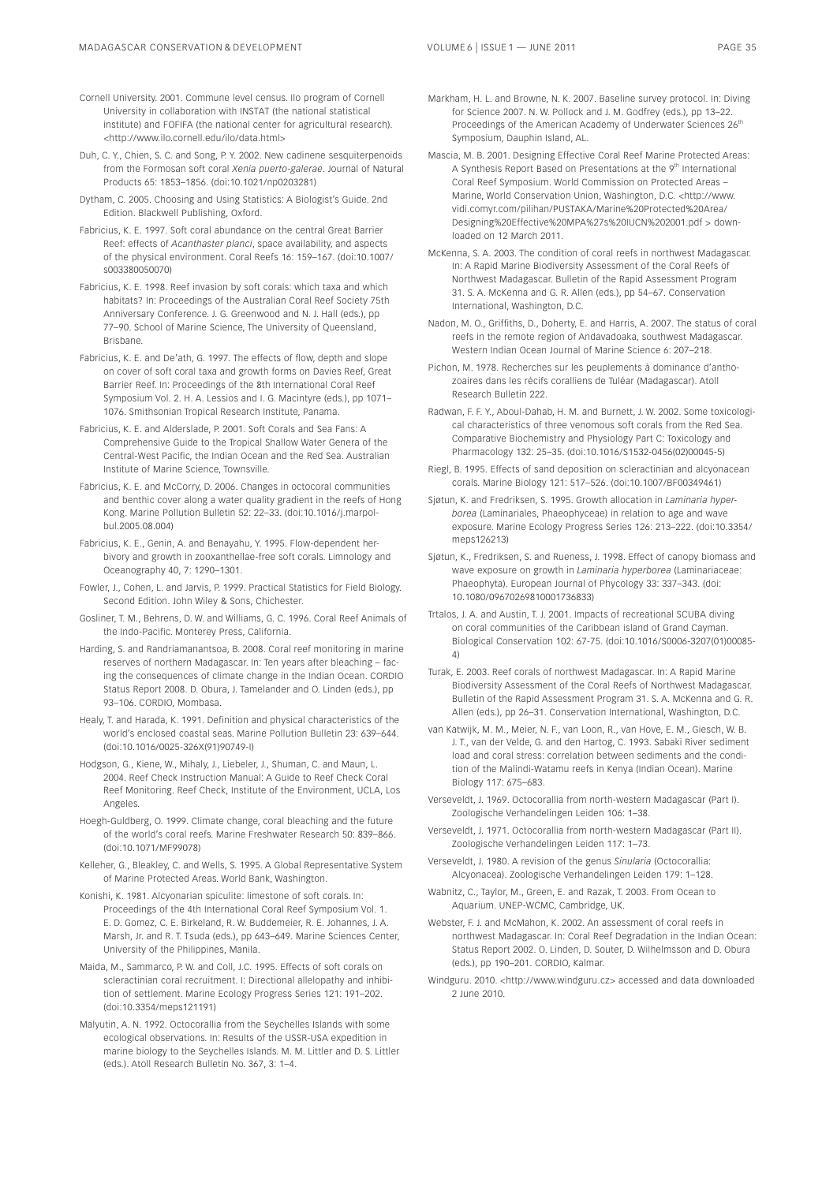Cornell University. 2001. Commune level census. Ilo program of Cornell University in collaboration with INSTAT (the national statistical institute) and FOFIFA (the national center for agricultural research). <http://www.ilo.cornell.edu/ilo/data.html>

Duh, C. Y., Chien, S. C. and Song, P. Y. 2002. New cadinene sesquiterpenoids from the Formosan soft coral *Xenia puerto-galerae*. Journal of Natural Products 65: 1853–1856. (doi:10.1021/np0203281)

Dytham, C. 2005. Choosing and Using Statistics: A Biologist's Guide. 2nd Edition. Blackwell Publishing, Oxford.

Fabricius, K. E. 1997. Soft coral abundance on the central Great Barrier Reef: effects of *Acanthaster planci*, space availability, and aspects of the physical environment. Coral Reefs 16: 159–167. (doi:10.1007/s003380050070)

Fabricius, K. E. 1998. Reef invasion by soft corals: which taxa and which habitats? In: Proceedings of the Australian Coral Reef Society 75th Anniversary Conference. J. G. Greenwood and N. J. Hall (eds.), pp 77–90. School of Marine Science, The University of Queensland, Brisbane.

Fabricius, K. E. and De'ath, G. 1997. The effects of flow, depth and slope on cover of soft coral taxa and growth forms on Davies Reef, Great Barrier Reef. In: Proceedings of the 8th International Coral Reef Symposium Vol. 2. H. A. Lessios and I. G. Macintyre (eds.), pp 1071–1076. Smithsonian Tropical Research Institute, Panama.

Fabricius, K. E. and Alderslade, P. 2001. Soft Corals and Sea Fans: A Comprehensive Guide to the Tropical Shallow Water Genera of the Central-West Pacific, the Indian Ocean and the Red Sea. Australian Institute of Marine Science, Townsville.

Fabricius, K. E. and McCorry, D. 2006. Changes in octocoral communities and benthic cover along a water quality gradient in the reefs of Hong Kong. Marine Pollution Bulletin 52: 22–33. (doi:10.1016/j.marpolbul.2005.08.004)

Fabricius, K. E., Genin, A. and Benayahu, Y. 1995. Flow-dependent herbivory and growth in zooxanthellae-free soft corals. Limnology and Oceanography 40, 7: 1290–1301.

Fowler, J., Cohen, L. and Jarvis, P. 1999. Practical Statistics for Field Biology. Second Edition. John Wiley & Sons, Chichester.

Gosliner, T. M., Behrens, D. W. and Williams, G. C. 1996. Coral Reef Animals of the Indo-Pacific. Monterey Press, California.

Harding, S. and Randriamanantsoa, B. 2008. Coral reef monitoring in marine reserves of northern Madagascar. In: Ten years after bleaching – facing the consequences of climate change in the Indian Ocean. CORDIO Status Report 2008. D. Obura, J. Tamelander and O. Linden (eds.), pp 93–106. CORDIO, Mombasa.

Healy, T. and Harada, K. 1991. Definition and physical characteristics of the world's enclosed coastal seas. Marine Pollution Bulletin 23: 639–644. (doi:10.1016/0025-326X(91)90749-I)

Hodgson, G., Kiene, W., Mihaly, J., Liebeler, J., Shuman, C. and Maun, L. 2004. Reef Check Instruction Manual: A Guide to Reef Check Coral Reef Monitoring. Reef Check, Institute of the Environment, UCLA, Los Angeles.

Hoegh-Guldberg, O. 1999. Climate change, coral bleaching and the future of the world's coral reefs. Marine Freshwater Research 50: 839–866. (doi:10.1071/MF99078)

Kelleher, G., Bleakley, C. and Wells, S. 1995. A Global Representative System of Marine Protected Areas. World Bank, Washington.

Konishi, K. 1981. Alcyonarian spiculite: limestone of soft corals. In: Proceedings of the 4th International Coral Reef Symposium Vol. 1. E. D. Gomez, C. E. Birkeland, R. W. Buddemeier, R. E. Johannes, J. A. Marsh, Jr. and R. T. Tsuda (eds.), pp 643–649. Marine Sciences Center, University of the Philippines, Manila.

Maida, M., Sammarco, P. W. and Coll, J.C. 1995. Effects of soft corals on scleractinian coral recruitment. I: Directional allelopathy and inhibition of settlement. Marine Ecology Progress Series 121: 191–202. (doi:10.3354/meps121191)

Malyutin, A. N. 1992. Octocorallia from the Seychelles Islands with some ecological observations. In: Results of the USSR-USA expedition in marine biology to the Seychelles Islands. M. M. Littler and D. S. Littler (eds.). Atoll Research Bulletin No. 367, 3: 1–4.

Markham, H. L. and Browne, N. K. 2007. Baseline survey protocol. In: Diving for Science 2007. N. W. Pollock and J. M. Godfrey (eds.), pp 13–22. Proceedings of the American Academy of Underwater Sciences 26th Symposium, Dauphin Island, AL.

Mascia, M. B. 2001. Designing Effective Coral Reef Marine Protected Areas: A Synthesis Report Based on Presentations at the 9th International Coral Reef Symposium. World Commission on Protected Areas – Marine, World Conservation Union, Washington, D.C. <http://www.vidi.comyr.com/pilihan/PUSTAKA/Marine%20Protected%20Area/Designing%20Effective%20MPA%27s%20IUCN%202001.pdf > downloaded on 12 March 2011.

McKenna, S. A. 2003. The condition of coral reefs in northwest Madagascar. In: A Rapid Marine Biodiversity Assessment of the Coral Reefs of Northwest Madagascar. Bulletin of the Rapid Assessment Program 31. S. A. McKenna and G. R. Allen (eds.), pp 54–67. Conservation International, Washington, D.C.

Nadon, M. O., Griffiths, D., Doherty, E. and Harris, A. 2007. The status of coral reefs in the remote region of Andavadoaka, southwest Madagascar. Western Indian Ocean Journal of Marine Science 6: 207–218.

Pichon, M. 1978. Recherches sur les peuplements à dominance d'anthozoaires dans les récifs coralliens de Tuléar (Madagascar). Atoll Research Bulletin 222.

Radwan, F. F. Y., Aboul-Dahab, H. M. and Burnett, J. W. 2002. Some toxicological characteristics of three venomous soft corals from the Red Sea. Comparative Biochemistry and Physiology Part C: Toxicology and Pharmacology 132: 25–35. (doi:10.1016/S1532-0456(02)00045-5)

Riegl, B. 1995. Effects of sand deposition on scleractinian and alcyonacean corals. Marine Biology 121: 517–526. (doi:10.1007/BF00349461)

Sjøtun, K. and Fredriksen, S. 1995. Growth allocation in *Laminaria hyperborea* (Laminariales, Phaeophyceae) in relation to age and wave exposure. Marine Ecology Progress Series 126: 213–222. (doi:10.3354/meps126213)

Sjøtun, K., Fredriksen, S. and Rueness, J. 1998. Effect of canopy biomass and wave exposure on growth in *Laminaria hyperborea* (Laminariaceae: Phaeophyta). European Journal of Phycology 33: 337–343. (doi: 10.1080/09670269810001736833)

Trtalos, J. A. and Austin, T. J. 2001. Impacts of recreational SCUBA diving on coral communities of the Caribbean island of Grand Cayman. Biological Conservation 102: 67-75. (doi:10.1016/S0006-3207(01)00085-4)

Turak, E. 2003. Reef corals of northwest Madagascar. In: A Rapid Marine Biodiversity Assessment of the Coral Reefs of Northwest Madagascar. Bulletin of the Rapid Assessment Program 31. S. A. McKenna and G. R. Allen (eds.), pp 26–31. Conservation International, Washington, D.C.

van Katwijk, M. M., Meier, N. F., van Loon, R., van Hove, E. M., Giesch, W. B. J. T., van der Velde, G. and den Hartog, C. 1993. Sabaki River sediment load and coral stress: correlation between sediments and the condition of the Malindi-Watamu reefs in Kenya (Indian Ocean). Marine Biology 117: 675–683.

Verseveldt, J. 1969. Octocorallia from north-western Madagascar (Part I). Zoologische Verhandelingen Leiden 106: 1–38.

Verseveldt, J. 1971. Octocorallia from north-western Madagascar (Part II). Zoologische Verhandelingen Leiden 117: 1–73.

Verseveldt, J. 1980. A revision of the genus *Sinularia* (Octocorallia: Alcyonacea). Zoologische Verhandelingen Leiden 179: 1–128.

Wabnitz, C., Taylor, M., Green, E. and Razak, T. 2003. From Ocean to Aquarium. UNEP-WCMC, Cambridge, UK.

Webster, F. J. and McMahon, K. 2002. An assessment of coral reefs in northwest Madagascar. In: Coral Reef Degradation in the Indian Ocean: Status Report 2002. O. Linden, D. Souter, D. Wilhelmsson and D. Obura (eds.), pp 190–201. CORDIO, Kalmar.

Windguru. 2010. <http://www.windguru.cz> accessed and data downloaded 2 June 2010.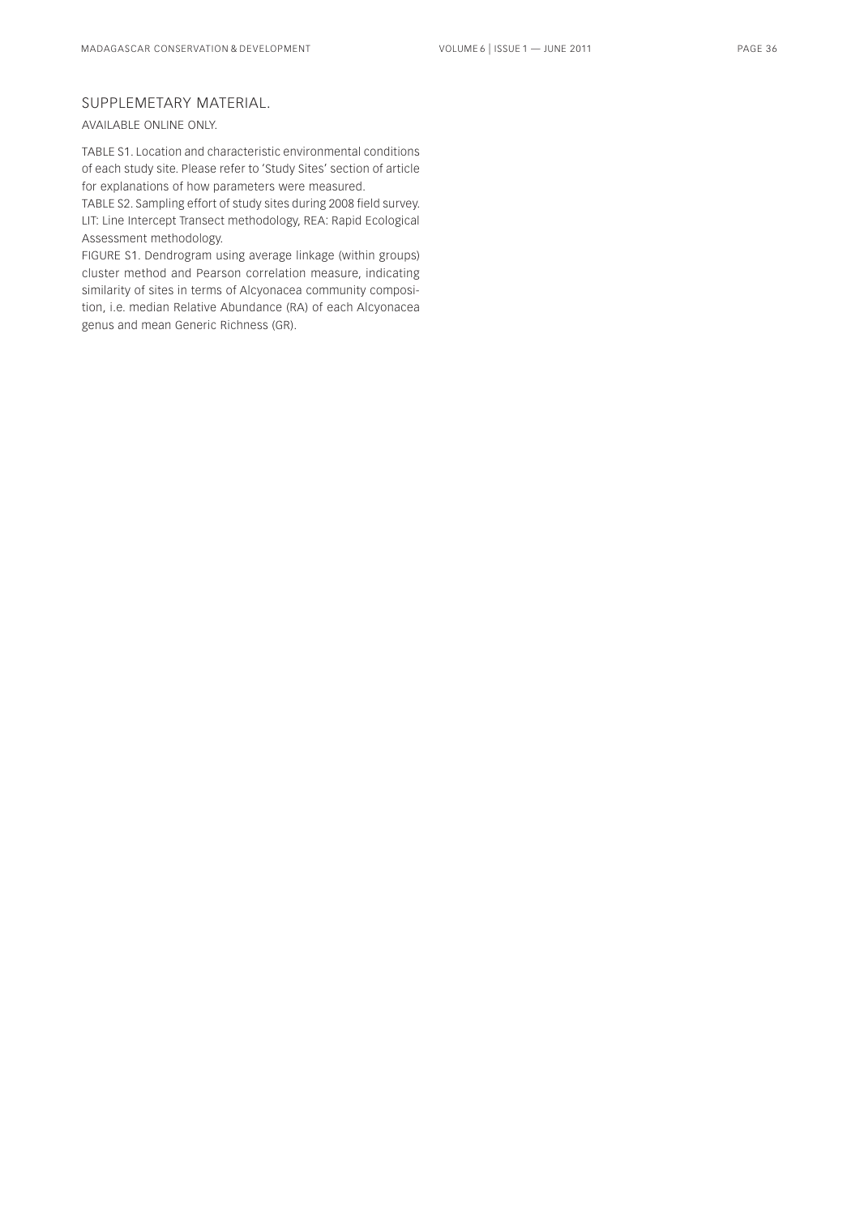## SUPPLEMETARY MATERIAL.

AVAILABLE ONLINE ONLY.

TABLE S1. Location and characteristic environmental conditions of each study site. Please refer to 'Study Sites' section of article for explanations of how parameters were measured.

TABLE S2. Sampling effort of study sites during 2008 field survey. LIT: Line Intercept Transect methodology, REA: Rapid Ecological Assessment methodology.

FIGURE S1. Dendrogram using average linkage (within groups) cluster method and Pearson correlation measure, indicating similarity of sites in terms of Alcyonacea community composition, i.e. median Relative Abundance (RA) of each Alcyonacea genus and mean Generic Richness (GR).